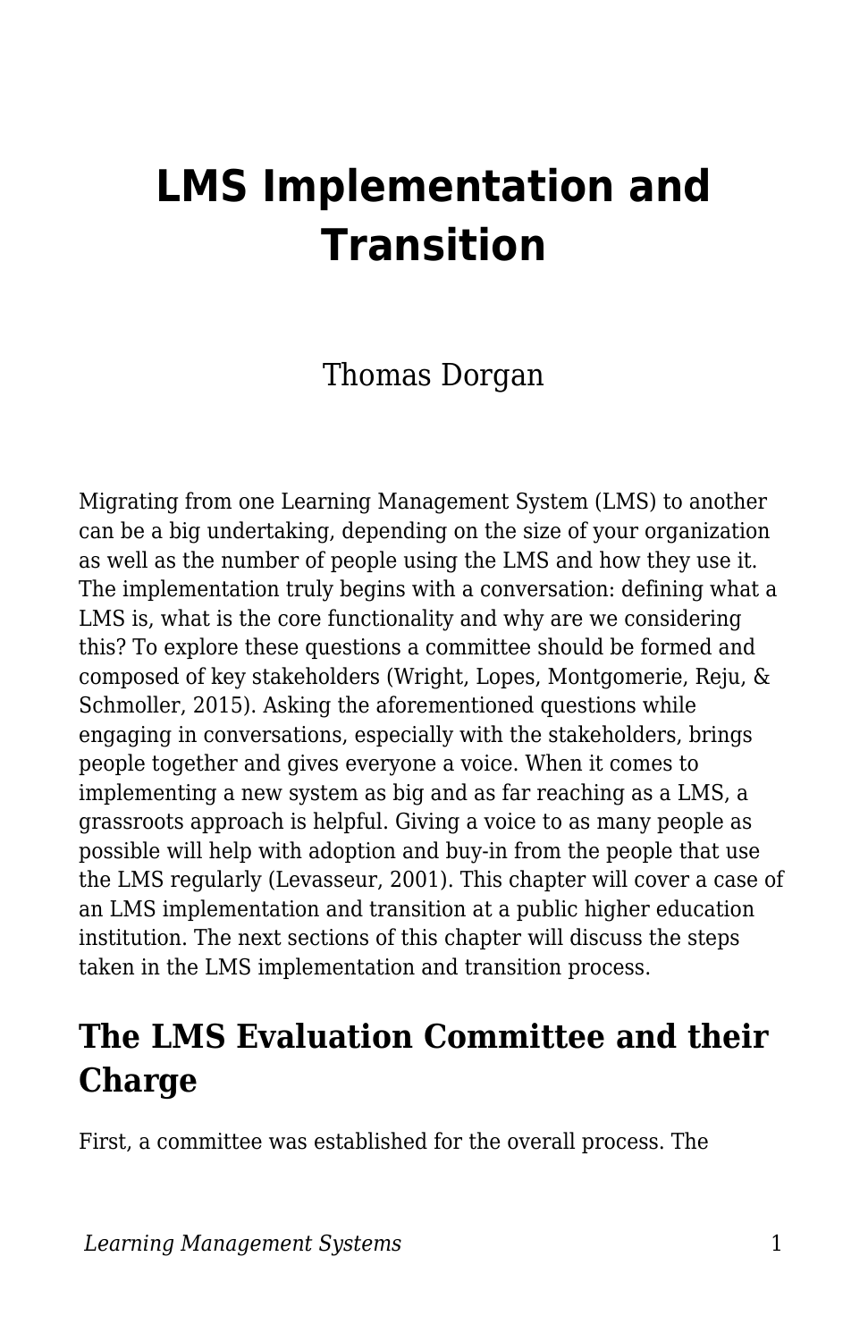# LMS Implementation and Transition

Thomas Dorgan

Migrating from one Learning Management System (LMS) to another can be a big undertaking, depending on the size of your organization as well as the number of people using the LMS and how they use it. The implementation truly begins with a conversation: defining what a LMS is, what is the core functionality and why are we considering this? To explore these questions a committee should be formed and composed of key stakeholders (Wright, Lopes, Montgomerie, Reju, & Schmoller, 2015). Asking the aforementioned questions while engaging in conversations, especially with the stakeholders, brings people together and gives everyone a voice. When it comes to implementing a new system as big and as far reaching as a LMS, a grassroots approach is helpful. Giving a voice to as many people as possible will help with adoption and buy-in from the people that use the LMS regularly (Levasseur, 2001). This chapter will cover a case of an LMS implementation and transition at a public higher education institution. The next sections of this chapter will discuss the steps taken in the LMS implementation and transition process.

## The LMS Evaluation Committee and their Charge

First, a committee was established for the overall process. The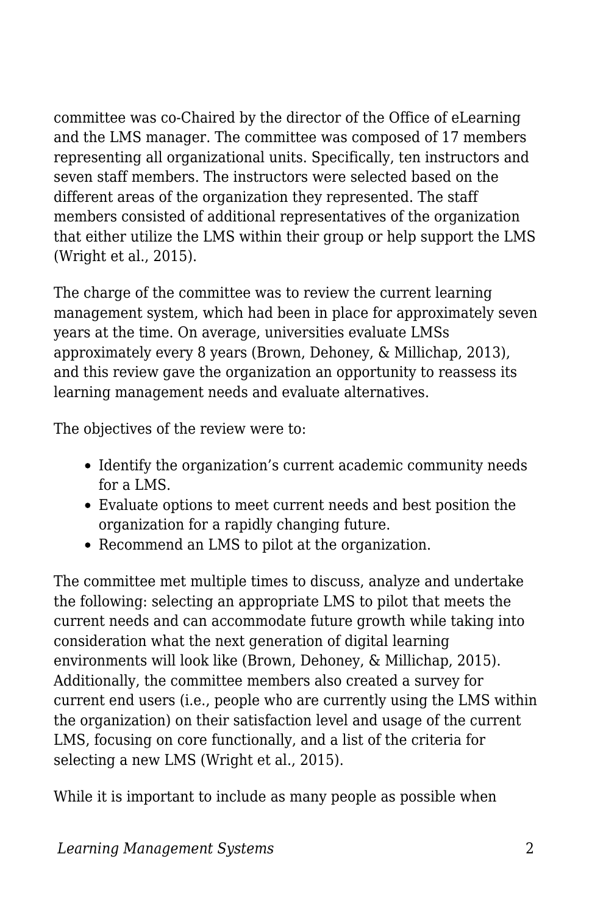committee was co-Chaired by the director of the Office of eLearning and the LMS manager. The committee was composed of 17 members representing all organizational units. Specifically, ten instructors and seven staff members. The instructors were selected based on the different areas of the organization they represented. The staff members consisted of additional representatives of the organization that either utilize the LMS within their group or help support the LMS (Wright et al., 2015).

The charge of the committee was to review the current learning management system, which had been in place for approximately seven years at the time. On average, universities evaluate LMSs approximately every 8 years (Brown, Dehoney, & Millichap, 2013), and this review gave the organization an opportunity to reassess its learning management needs and evaluate alternatives.

The objectives of the review were to:

- Identify the organization's current academic community needs for a LMS.
- Evaluate options to meet current needs and best position the organization for a rapidly changing future.
- Recommend an LMS to pilot at the organization.

The committee met multiple times to discuss, analyze and undertake the following: selecting an appropriate LMS to pilot that meets the current needs and can accommodate future growth while taking into consideration what the next generation of digital learning environments will look like (Brown, Dehoney, & Millichap, 2015). Additionally, the committee members also created a survey for current end users (i.e., people who are currently using the LMS within the organization) on their satisfaction level and usage of the current LMS, focusing on core functionally, and a list of the criteria for selecting a new LMS (Wright et al., 2015).

While it is important to include as many people as possible when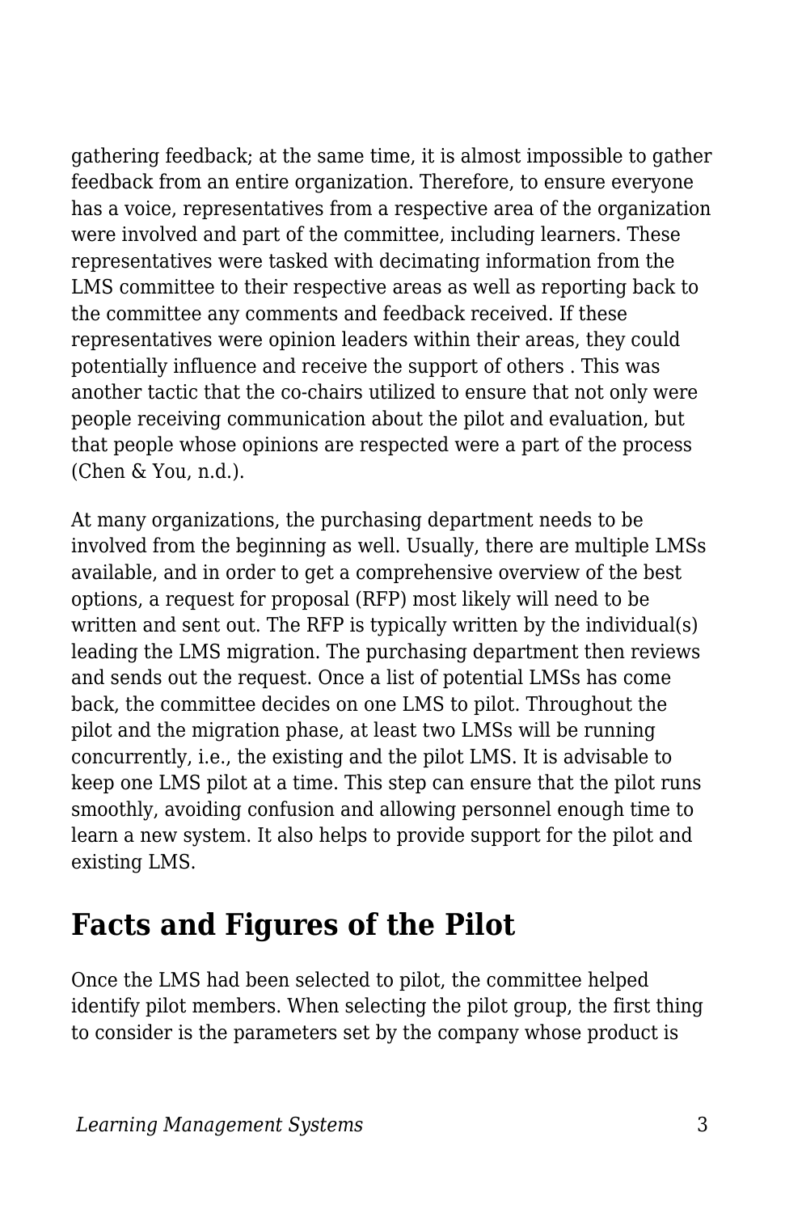gathering feedback; at the same time, it is almost impossible to gather feedback from an entire organization. Therefore, to ensure everyone has a voice, representatives from a respective area of the organization were involved and part of the committee, including learners. These representatives were tasked with decimating information from the LMS committee to their respective areas as well as reporting back to the committee any comments and feedback received. If these representatives were opinion leaders within their areas, they could potentially influence and receive the support of others . This was another tactic that the co-chairs utilized to ensure that not only were people receiving communication about the pilot and evaluation, but that people whose opinions are respected were a part of the process (Chen & You, n.d.).

At many organizations, the purchasing department needs to be involved from the beginning as well. Usually, there are multiple LMSs available, and in order to get a comprehensive overview of the best options, a request for proposal (RFP) most likely will need to be written and sent out. The RFP is typically written by the individual(s) leading the LMS migration. The purchasing department then reviews and sends out the request. Once a list of potential LMSs has come back, the committee decides on one LMS to pilot. Throughout the pilot and the migration phase, at least two LMSs will be running concurrently, i.e., the existing and the pilot LMS. It is advisable to keep one LMS pilot at a time. This step can ensure that the pilot runs smoothly, avoiding confusion and allowing personnel enough time to learn a new system. It also helps to provide support for the pilot and existing LMS.

## Facts and Figures of the Pilot

Once the LMS had been selected to pilot, the committee helped identify pilot members. When selecting the pilot group, the first thing to consider is the parameters set by the company whose product is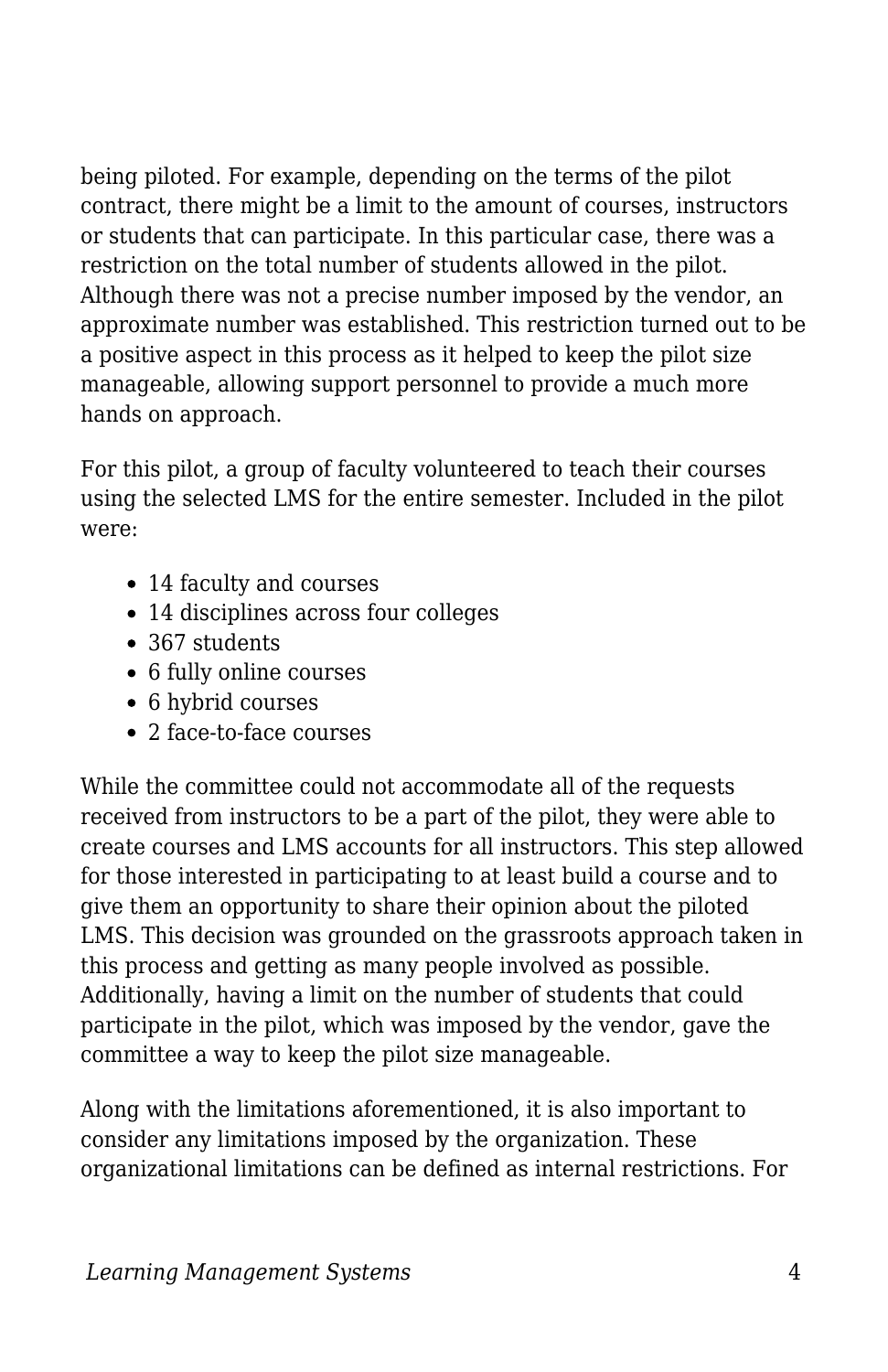being piloted. For example, depending on the terms of the pilot contract, there might be a limit to the amount of courses, instructors or students that can participate. In this particular case, there was a restriction on the total number of students allowed in the pilot. Although there was not a precise number imposed by the vendor, an approximate number was established. This restriction turned out to be a positive aspect in this process as it helped to keep the pilot size manageable, allowing support personnel to provide a much more hands on approach.

For this pilot, a group of faculty volunteered to teach their courses using the selected LMS for the entire semester. Included in the pilot were:

- 14 faculty and courses
- 14 disciplines across four colleges
- 367 students
- 6 fully online courses
- 6 hybrid courses
- 2 face-to-face courses

While the committee could not accommodate all of the requests received from instructors to be a part of the pilot, they were able to create courses and LMS accounts for all instructors. This step allowed for those interested in participating to at least build a course and to give them an opportunity to share their opinion about the piloted LMS. This decision was grounded on the grassroots approach taken in this process and getting as many people involved as possible. Additionally, having a limit on the number of students that could participate in the pilot, which was imposed by the vendor, gave the committee a way to keep the pilot size manageable.

Along with the limitations aforementioned, it is also important to consider any limitations imposed by the organization. These organizational limitations can be defined as internal restrictions. For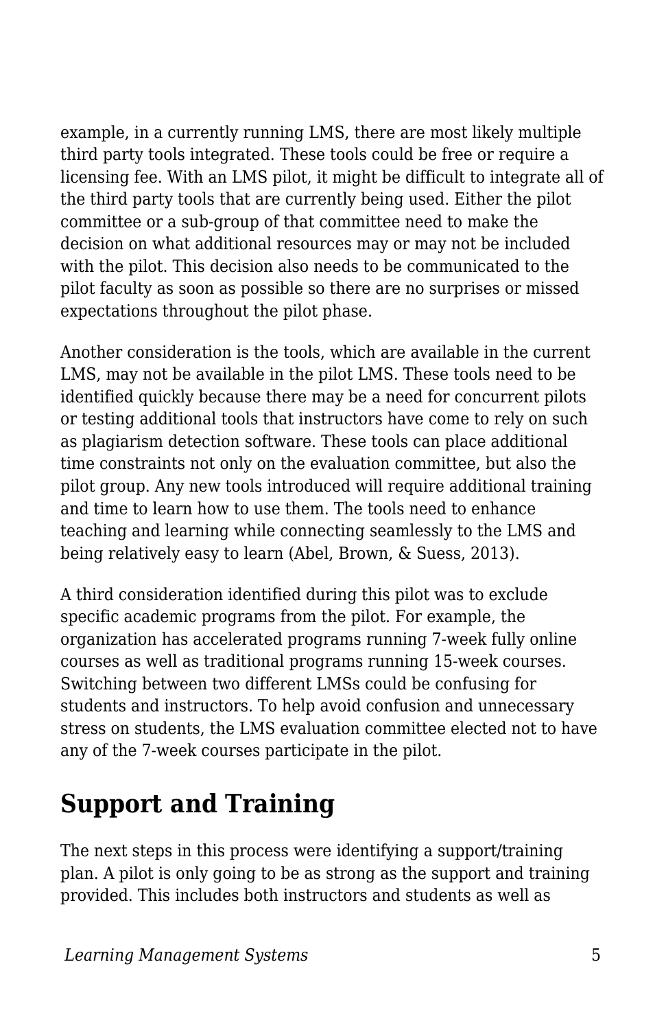example, in a currently running LMS, there are most likely multiple third party tools integrated. These tools could be free or require a licensing fee. With an LMS pilot, it might be difficult to integrate all of the third party tools that are currently being used. Either the pilot committee or a sub-group of that committee need to make the decision on what additional resources may or may not be included with the pilot. This decision also needs to be communicated to the pilot faculty as soon as possible so there are no surprises or missed expectations throughout the pilot phase.

Another consideration is the tools, which are available in the current LMS, may not be available in the pilot LMS. These tools need to be identified quickly because there may be a need for concurrent pilots or testing additional tools that instructors have come to rely on such as plagiarism detection software. These tools can place additional time constraints not only on the evaluation committee, but also the pilot group. Any new tools introduced will require additional training and time to learn how to use them. The tools need to enhance teaching and learning while connecting seamlessly to the LMS and being relatively easy to learn (Abel, Brown, & Suess, 2013).

A third consideration identified during this pilot was to exclude specific academic programs from the pilot. For example, the organization has accelerated programs running 7-week fully online courses as well as traditional programs running 15-week courses. Switching between two different LMSs could be confusing for students and instructors. To help avoid confusion and unnecessary stress on students, the LMS evaluation committee elected not to have any of the 7-week courses participate in the pilot.

## Support and Training

The next steps in this process were identifying a support/training plan. A pilot is only going to be as strong as the support and training provided. This includes both instructors and students as well as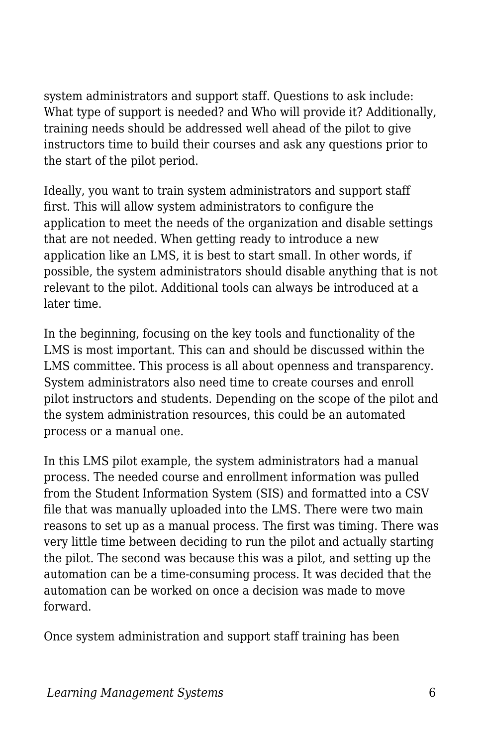system administrators and support staff. Questions to ask include: What type of support is needed? and Who will provide it? Additionally, training needs should be addressed well ahead of the pilot to give instructors time to build their courses and ask any questions prior to the start of the pilot period.

Ideally, you want to train system administrators and support staff first. This will allow system administrators to configure the application to meet the needs of the organization and disable settings that are not needed. When getting ready to introduce a new application like an LMS, it is best to start small. In other words, if possible, the system administrators should disable anything that is not relevant to the pilot. Additional tools can always be introduced at a later time.

In the beginning, focusing on the key tools and functionality of the LMS is most important. This can and should be discussed within the LMS committee. This process is all about openness and transparency. System administrators also need time to create courses and enroll pilot instructors and students. Depending on the scope of the pilot and the system administration resources, this could be an automated process or a manual one.

In this LMS pilot example, the system administrators had a manual process. The needed course and enrollment information was pulled from the Student Information System (SIS) and formatted into a CSV file that was manually uploaded into the LMS. There were two main reasons to set up as a manual process. The first was timing. There was very little time between deciding to run the pilot and actually starting the pilot. The second was because this was a pilot, and setting up the automation can be a time-consuming process. It was decided that the automation can be worked on once a decision was made to move forward.

Once system administration and support staff training has been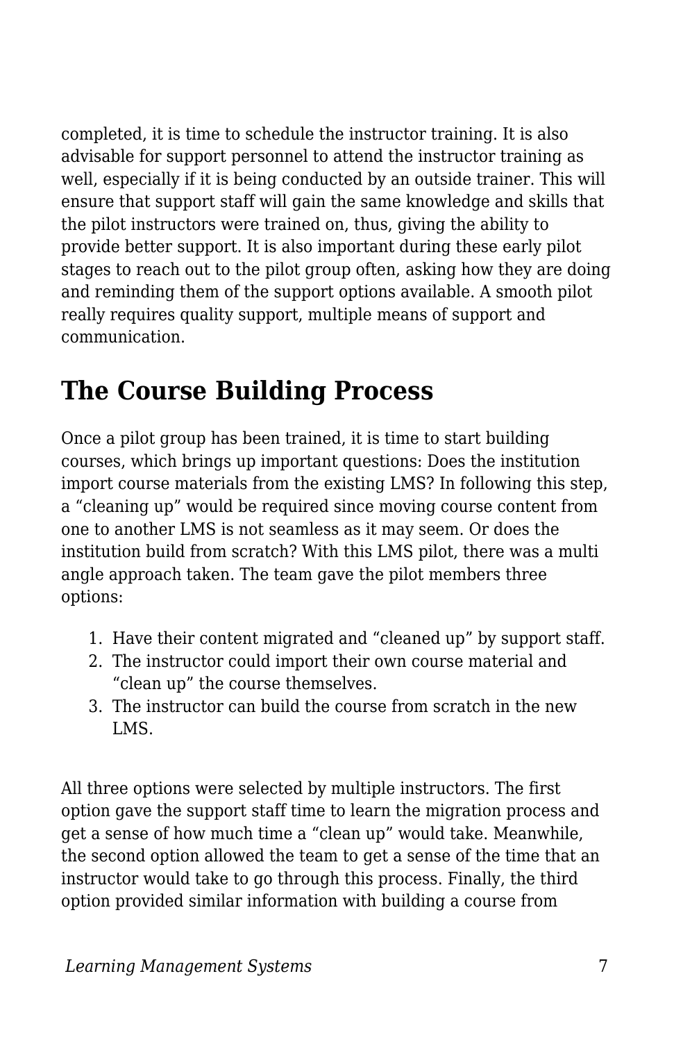completed, it is time to schedule the instructor training. It is also advisable for support personnel to attend the instructor training as well, especially if it is being conducted by an outside trainer. This will ensure that support staff will gain the same knowledge and skills that the pilot instructors were trained on, thus, giving the ability to provide better support. It is also important during these early pilot stages to reach out to the pilot group often, asking how they are doing and reminding them of the support options available. A smooth pilot really requires quality support, multiple means of support and communication.

## The Course Building Process

Once a pilot group has been trained, it is time to start building courses, which brings up important questions: Does the institution import course materials from the existing LMS? In following this step, a "cleaning up" would be required since moving course content from one to another LMS is not seamless as it may seem. Or does the institution build from scratch? With this LMS pilot, there was a multi angle approach taken. The team gave the pilot members three options:

1. Have their content migrated and "cleaned up" by support staff.
2. The instructor could import their own course material and "clean up" the course themselves.
3. The instructor can build the course from scratch in the new LMS.

All three options were selected by multiple instructors. The first option gave the support staff time to learn the migration process and get a sense of how much time a "clean up" would take. Meanwhile, the second option allowed the team to get a sense of the time that an instructor would take to go through this process. Finally, the third option provided similar information with building a course from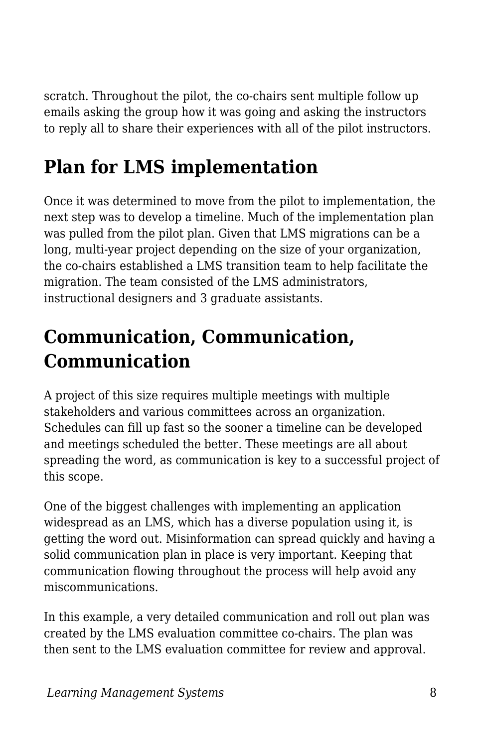scratch. Throughout the pilot, the co-chairs sent multiple follow up emails asking the group how it was going and asking the instructors to reply all to share their experiences with all of the pilot instructors.

## Plan for LMS implementation

Once it was determined to move from the pilot to implementation, the next step was to develop a timeline. Much of the implementation plan was pulled from the pilot plan. Given that LMS migrations can be a long, multi-year project depending on the size of your organization, the co-chairs established a LMS transition team to help facilitate the migration. The team consisted of the LMS administrators, instructional designers and 3 graduate assistants.

## Communication, Communication, Communication

A project of this size requires multiple meetings with multiple stakeholders and various committees across an organization. Schedules can fill up fast so the sooner a timeline can be developed and meetings scheduled the better. These meetings are all about spreading the word, as communication is key to a successful project of this scope.

One of the biggest challenges with implementing an application widespread as an LMS, which has a diverse population using it, is getting the word out. Misinformation can spread quickly and having a solid communication plan in place is very important. Keeping that communication flowing throughout the process will help avoid any miscommunications.

In this example, a very detailed communication and roll out plan was created by the LMS evaluation committee co-chairs. The plan was then sent to the LMS evaluation committee for review and approval.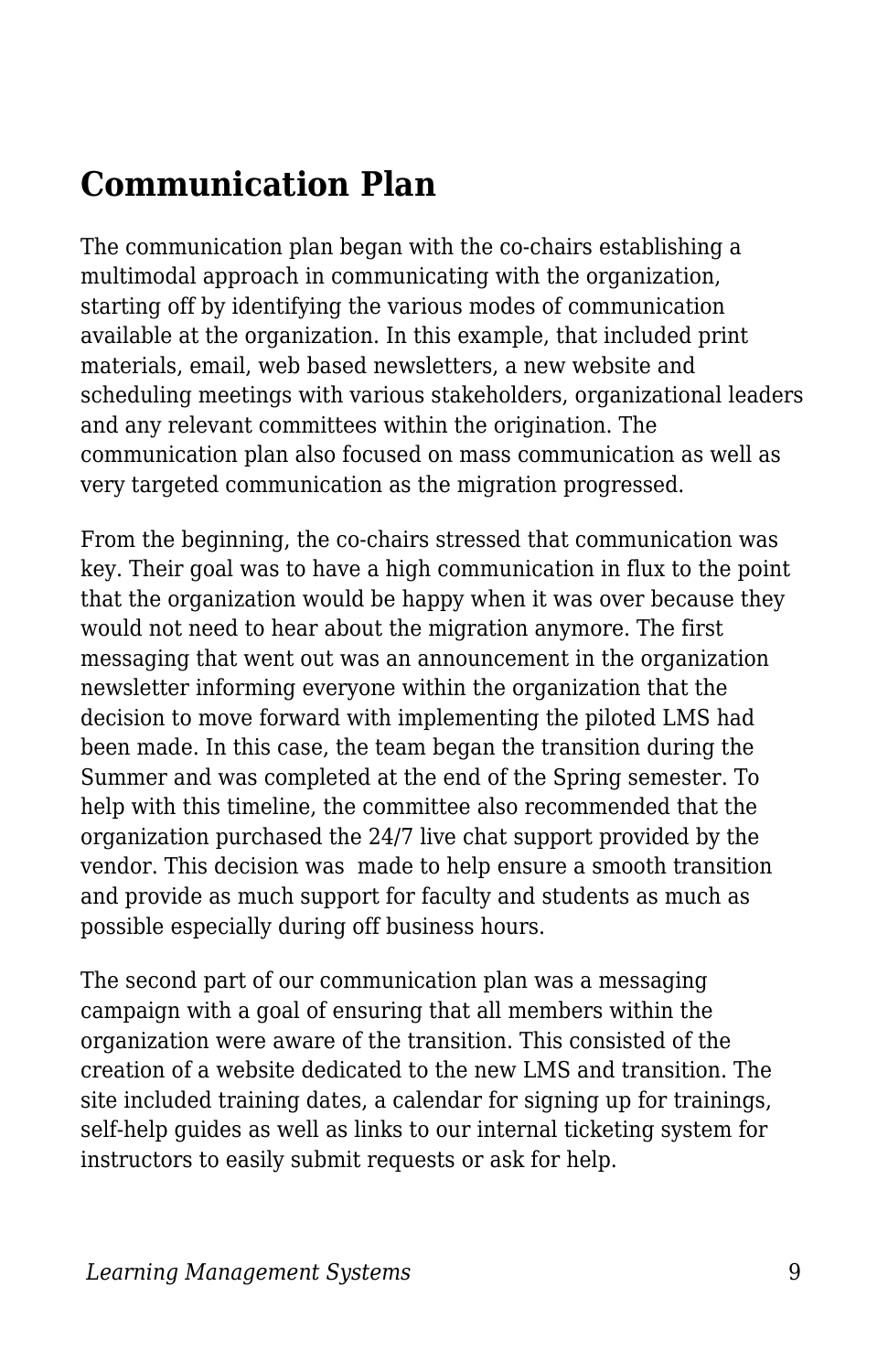## Communication Plan

The communication plan began with the co-chairs establishing a multimodal approach in communicating with the organization, starting off by identifying the various modes of communication available at the organization. In this example, that included print materials, email, web based newsletters, a new website and scheduling meetings with various stakeholders, organizational leaders and any relevant committees within the origination. The communication plan also focused on mass communication as well as very targeted communication as the migration progressed.

From the beginning, the co-chairs stressed that communication was key. Their goal was to have a high communication in flux to the point that the organization would be happy when it was over because they would not need to hear about the migration anymore. The first messaging that went out was an announcement in the organization newsletter informing everyone within the organization that the decision to move forward with implementing the piloted LMS had been made. In this case, the team began the transition during the Summer and was completed at the end of the Spring semester. To help with this timeline, the committee also recommended that the organization purchased the 24/7 live chat support provided by the vendor. This decision was made to help ensure a smooth transition and provide as much support for faculty and students as much as possible especially during off business hours.

The second part of our communication plan was a messaging campaign with a goal of ensuring that all members within the organization were aware of the transition. This consisted of the creation of a website dedicated to the new LMS and transition. The site included training dates, a calendar for signing up for trainings, self-help guides as well as links to our internal ticketing system for instructors to easily submit requests or ask for help.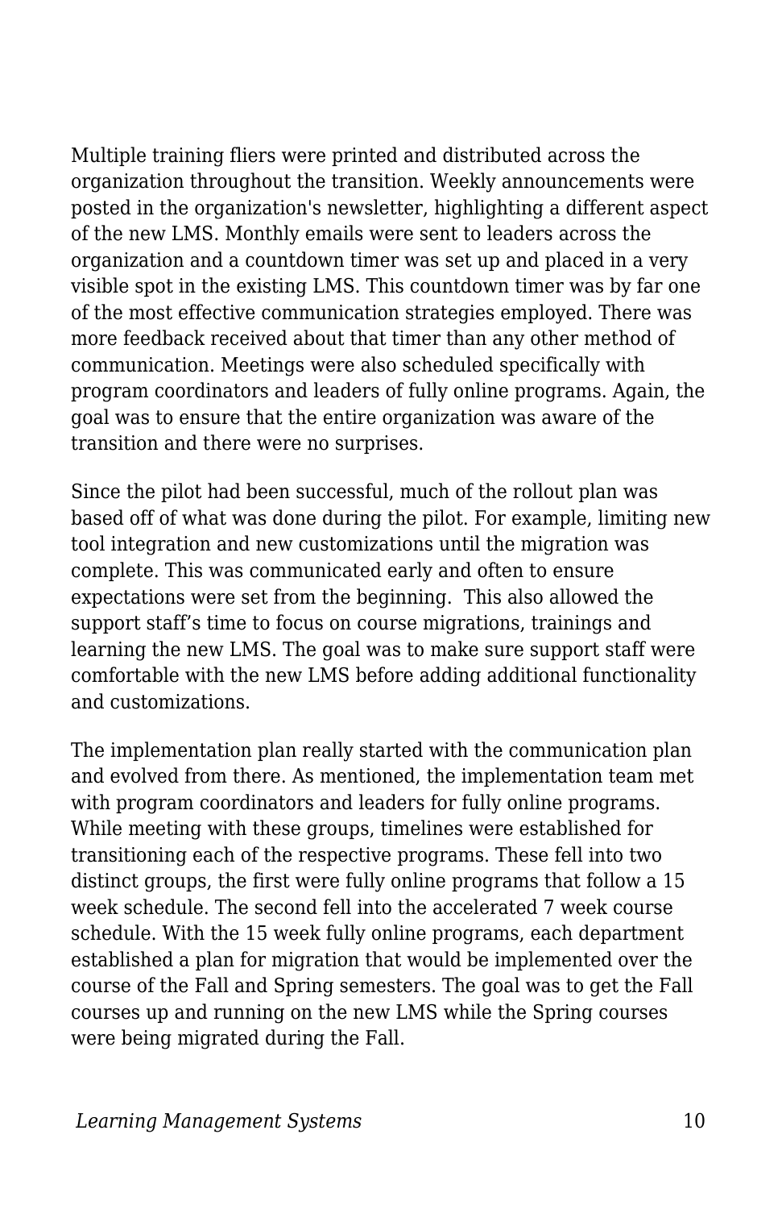Multiple training fliers were printed and distributed across the organization throughout the transition. Weekly announcements were posted in the organization's newsletter, highlighting a different aspect of the new LMS. Monthly emails were sent to leaders across the organization and a countdown timer was set up and placed in a very visible spot in the existing LMS. This countdown timer was by far one of the most effective communication strategies employed. There was more feedback received about that timer than any other method of communication. Meetings were also scheduled specifically with program coordinators and leaders of fully online programs. Again, the goal was to ensure that the entire organization was aware of the transition and there were no surprises.

Since the pilot had been successful, much of the rollout plan was based off of what was done during the pilot. For example, limiting new tool integration and new customizations until the migration was complete. This was communicated early and often to ensure expectations were set from the beginning. This also allowed the support staff's time to focus on course migrations, trainings and learning the new LMS. The goal was to make sure support staff were comfortable with the new LMS before adding additional functionality and customizations.

The implementation plan really started with the communication plan and evolved from there. As mentioned, the implementation team met with program coordinators and leaders for fully online programs. While meeting with these groups, timelines were established for transitioning each of the respective programs. These fell into two distinct groups, the first were fully online programs that follow a 15 week schedule. The second fell into the accelerated 7 week course schedule. With the 15 week fully online programs, each department established a plan for migration that would be implemented over the course of the Fall and Spring semesters. The goal was to get the Fall courses up and running on the new LMS while the Spring courses were being migrated during the Fall.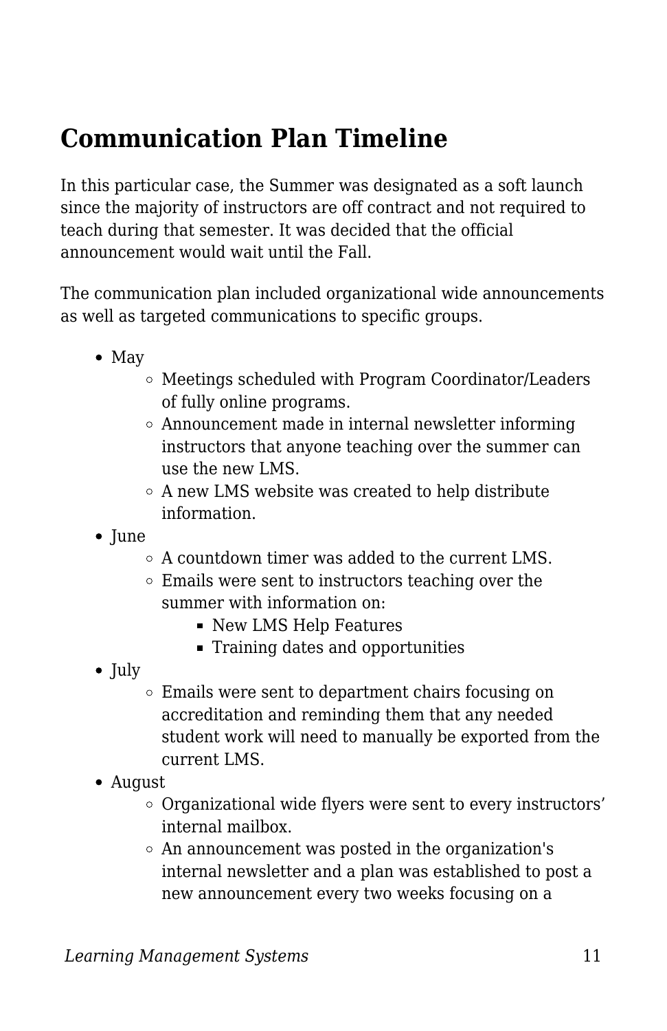## Communication Plan Timeline

In this particular case, the Summer was designated as a soft launch since the majority of instructors are off contract and not required to teach during that semester. It was decided that the official announcement would wait until the Fall.

The communication plan included organizational wide announcements as well as targeted communications to specific groups.

- May
  - Meetings scheduled with Program Coordinator/Leaders of fully online programs.
  - Announcement made in internal newsletter informing instructors that anyone teaching over the summer can use the new LMS.
  - A new LMS website was created to help distribute information.
- June
  - A countdown timer was added to the current LMS.
  - Emails were sent to instructors teaching over the summer with information on:
    - New LMS Help Features
    - Training dates and opportunities
- July
  - Emails were sent to department chairs focusing on accreditation and reminding them that any needed student work will need to manually be exported from the current LMS.
- August
  - Organizational wide flyers were sent to every instructors' internal mailbox.
  - An announcement was posted in the organization's internal newsletter and a plan was established to post a new announcement every two weeks focusing on a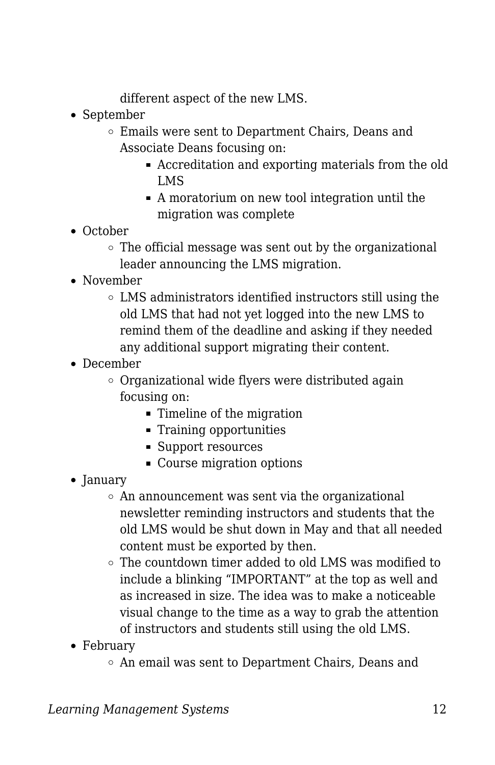different aspect of the new LMS.

- September
    - Emails were sent to Department Chairs, Deans and Associate Deans focusing on:
        - Accreditation and exporting materials from the old LMS
        - A moratorium on new tool integration until the migration was complete
- October
    - The official message was sent out by the organizational leader announcing the LMS migration.
- November
    - LMS administrators identified instructors still using the old LMS that had not yet logged into the new LMS to remind them of the deadline and asking if they needed any additional support migrating their content.
- December
    - Organizational wide flyers were distributed again focusing on:
        - Timeline of the migration
        - Training opportunities
        - Support resources
        - Course migration options
- January
    - An announcement was sent via the organizational newsletter reminding instructors and students that the old LMS would be shut down in May and that all needed content must be exported by then.
    - The countdown timer added to old LMS was modified to include a blinking “IMPORTANT” at the top as well and as increased in size. The idea was to make a noticeable visual change to the time as a way to grab the attention of instructors and students still using the old LMS.
- February
    - An email was sent to Department Chairs, Deans and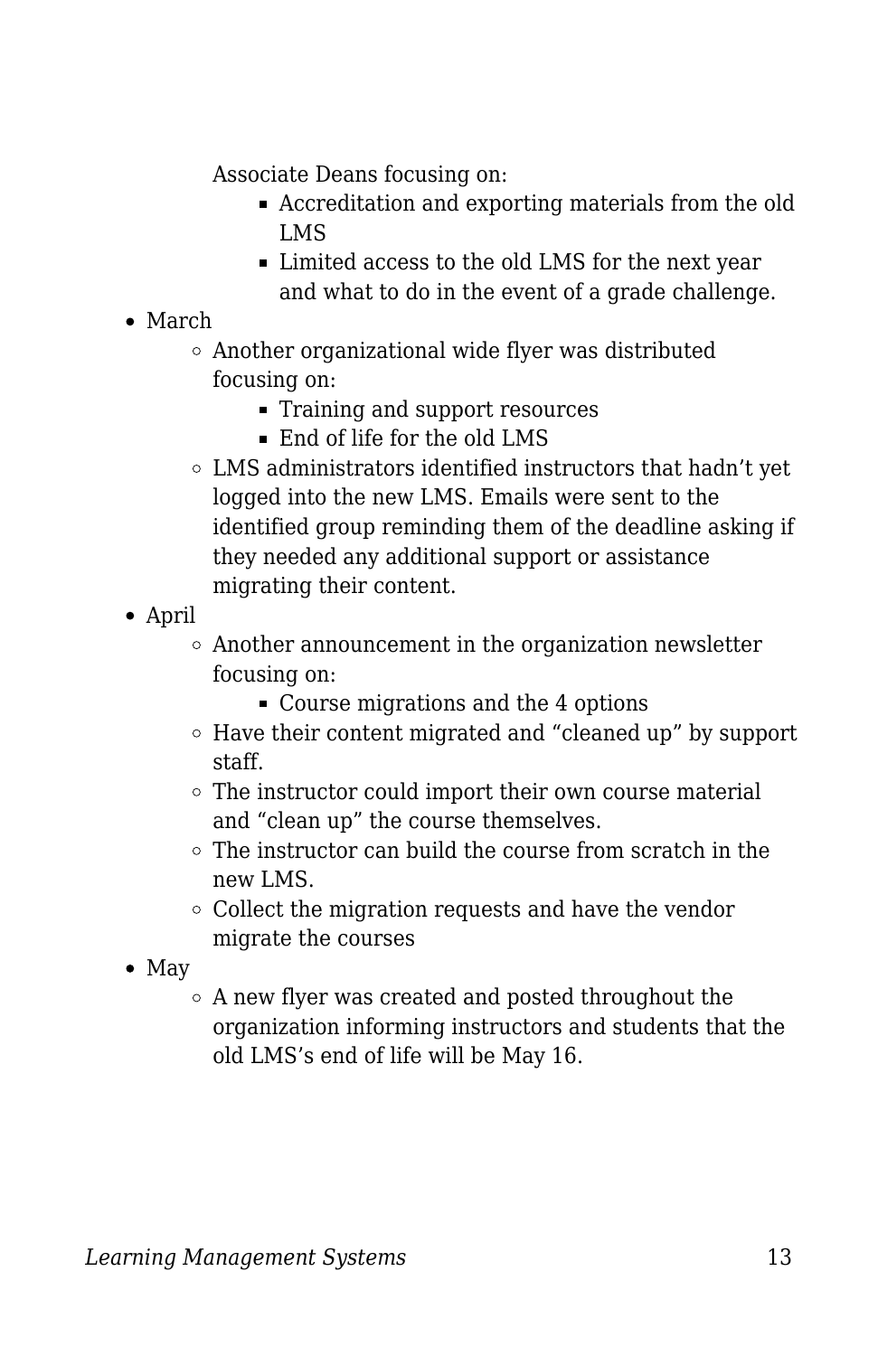- Associate Deans focusing on:
    - Accreditation and exporting materials from the old LMS
    - Limited access to the old LMS for the next year and what to do in the event of a grade challenge.
- March
  - Another organizational wide flyer was distributed focusing on:
    - Training and support resources
    - End of life for the old LMS
  - LMS administrators identified instructors that hadn't yet logged into the new LMS. Emails were sent to the identified group reminding them of the deadline asking if they needed any additional support or assistance migrating their content.
- April
  - Another announcement in the organization newsletter focusing on:
    - Course migrations and the 4 options
  - Have their content migrated and "cleaned up" by support staff.
  - The instructor could import their own course material and "clean up" the course themselves.
  - The instructor can build the course from scratch in the new LMS.
  - Collect the migration requests and have the vendor migrate the courses
- May
  - A new flyer was created and posted throughout the organization informing instructors and students that the old LMS's end of life will be May 16.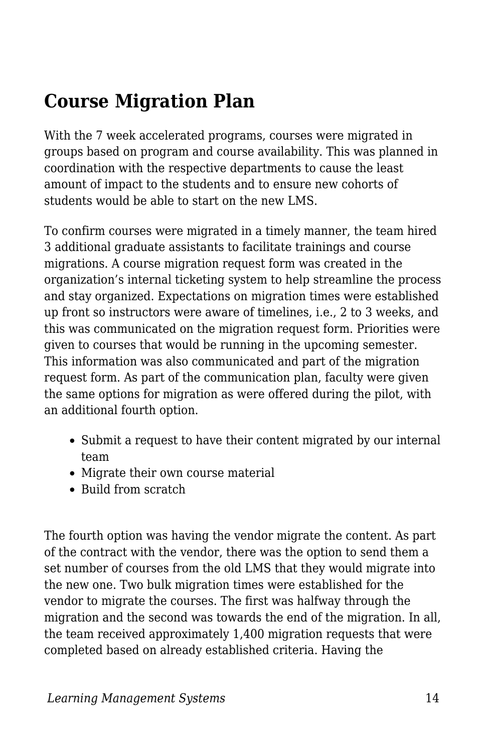## Course Migration Plan

With the 7 week accelerated programs, courses were migrated in groups based on program and course availability. This was planned in coordination with the respective departments to cause the least amount of impact to the students and to ensure new cohorts of students would be able to start on the new LMS.

To confirm courses were migrated in a timely manner, the team hired 3 additional graduate assistants to facilitate trainings and course migrations. A course migration request form was created in the organization's internal ticketing system to help streamline the process and stay organized. Expectations on migration times were established up front so instructors were aware of timelines, i.e., 2 to 3 weeks, and this was communicated on the migration request form. Priorities were given to courses that would be running in the upcoming semester. This information was also communicated and part of the migration request form. As part of the communication plan, faculty were given the same options for migration as were offered during the pilot, with an additional fourth option.

- Submit a request to have their content migrated by our internal team
- Migrate their own course material
- Build from scratch

The fourth option was having the vendor migrate the content. As part of the contract with the vendor, there was the option to send them a set number of courses from the old LMS that they would migrate into the new one. Two bulk migration times were established for the vendor to migrate the courses. The first was halfway through the migration and the second was towards the end of the migration. In all, the team received approximately 1,400 migration requests that were completed based on already established criteria. Having the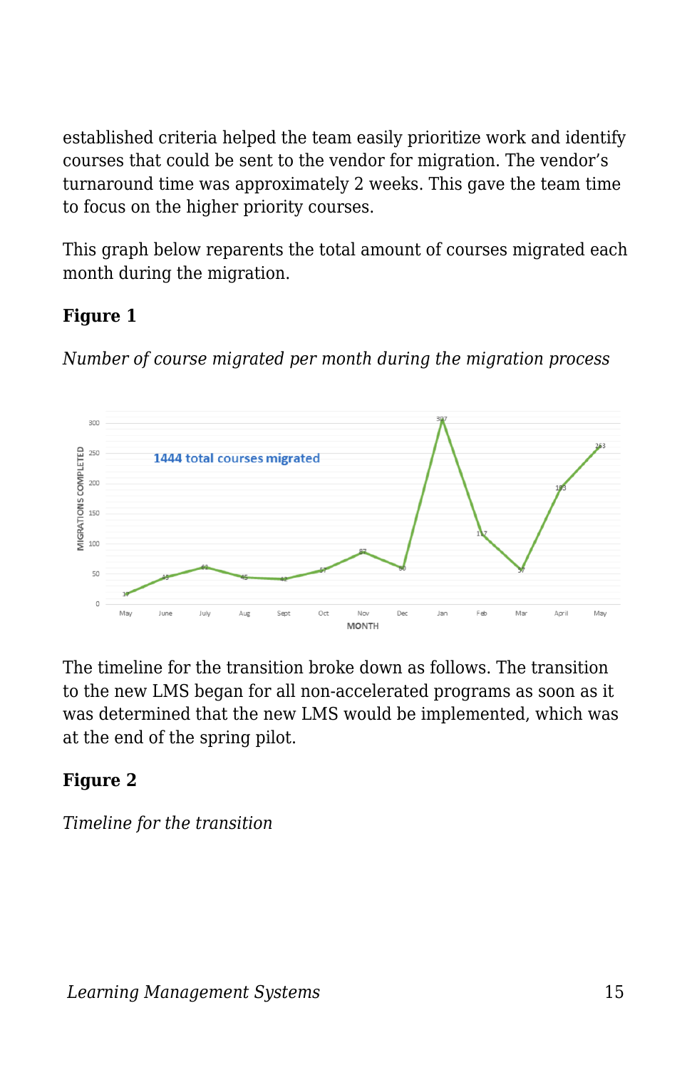established criteria helped the team easily prioritize work and identify courses that could be sent to the vendor for migration. The vendor's turnaround time was approximately 2 weeks. This gave the team time to focus on the higher priority courses.

This graph below reparents the total amount of courses migrated each month during the migration.

**Figure 1**

*Number of course migrated per month during the migration process*

The timeline for the transition broke down as follows. The transition to the new LMS began for all non-accelerated programs as soon as it was determined that the new LMS would be implemented, which was at the end of the spring pilot.

**Figure 2**

*Timeline for the transition*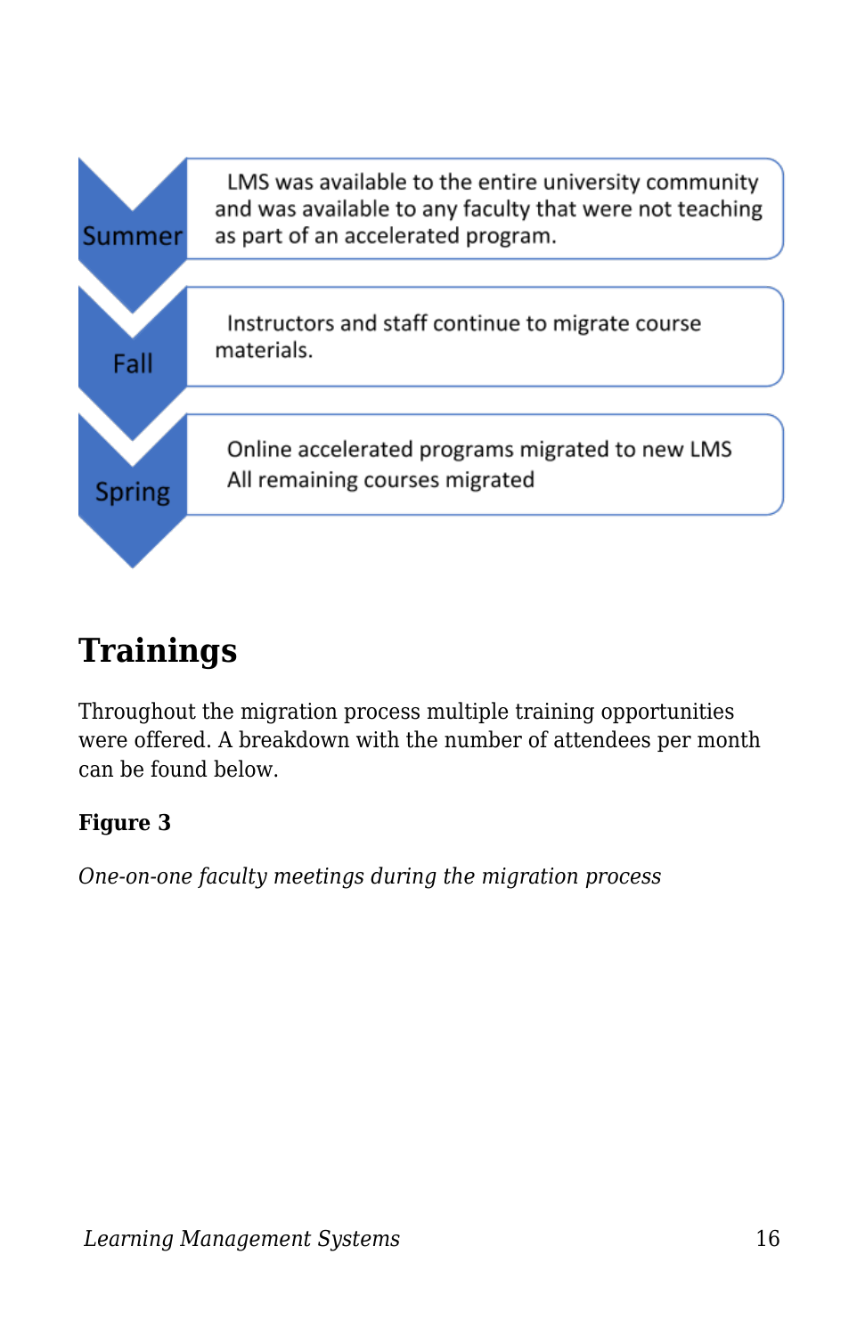| | |
|---|---|
| Summer | LMS was available to the entire university community and was available to any faculty that were not teaching as part of an accelerated program. |
| Fall | Instructors and staff continue to migrate course materials. |
| Spring | Online accelerated programs migrated to new LMS<br>All remaining courses migrated |

## Trainings

Throughout the migration process multiple training opportunities were offered. A breakdown with the number of attendees per month can be found below.

**Figure 3**

*One-on-one faculty meetings during the migration process*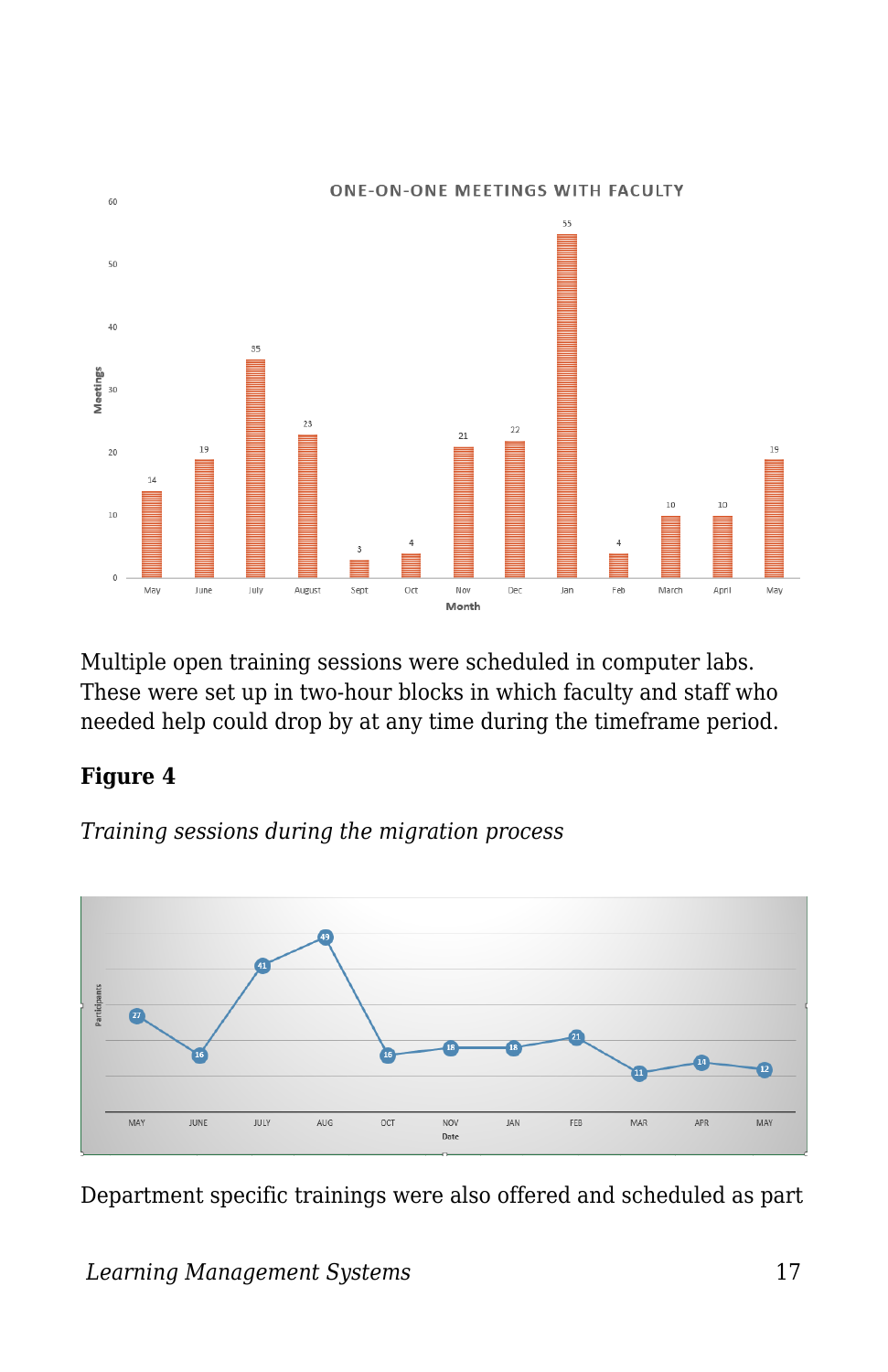Multiple open training sessions were scheduled in computer labs. These were set up in two-hour blocks in which faculty and staff who needed help could drop by at any time during the timeframe period.

**Figure 4**

*Training sessions during the migration process*

Department specific trainings were also offered and scheduled as part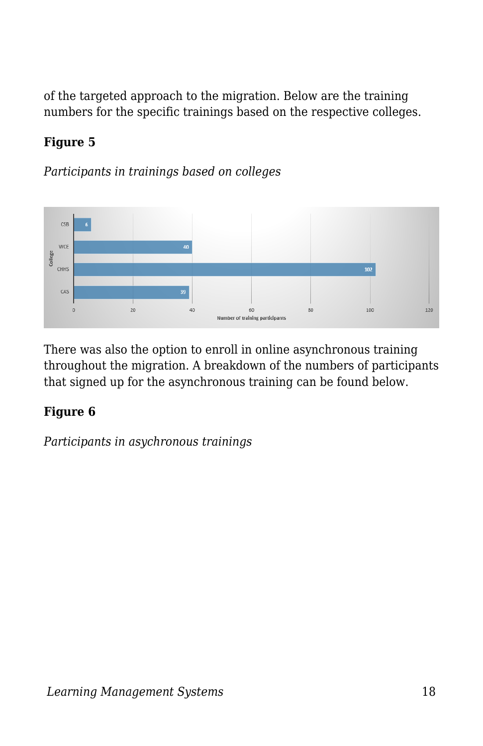of the targeted approach to the migration. Below are the training numbers for the specific trainings based on the respective colleges.

**Figure 5**

*Participants in trainings based on colleges*

There was also the option to enroll in online asynchronous training throughout the migration. A breakdown of the numbers of participants that signed up for the asynchronous training can be found below.

**Figure 6**

*Participants in asychronous trainings*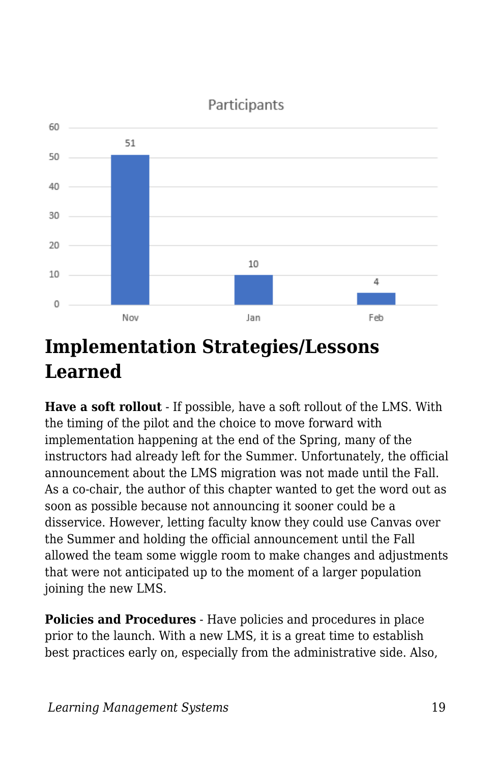**Participants**

| Month | Participants |
|---|---|
| Nov | 51 |
| Jan | 10 |
| Feb | 4 |

## Implementation Strategies/Lessons Learned

**Have a soft rollout** - If possible, have a soft rollout of the LMS. With the timing of the pilot and the choice to move forward with implementation happening at the end of the Spring, many of the instructors had already left for the Summer. Unfortunately, the official announcement about the LMS migration was not made until the Fall. As a co-chair, the author of this chapter wanted to get the word out as soon as possible because not announcing it sooner could be a disservice. However, letting faculty know they could use Canvas over the Summer and holding the official announcement until the Fall allowed the team some wiggle room to make changes and adjustments that were not anticipated up to the moment of a larger population joining the new LMS.

**Policies and Procedures** - Have policies and procedures in place prior to the launch. With a new LMS, it is a great time to establish best practices early on, especially from the administrative side. Also,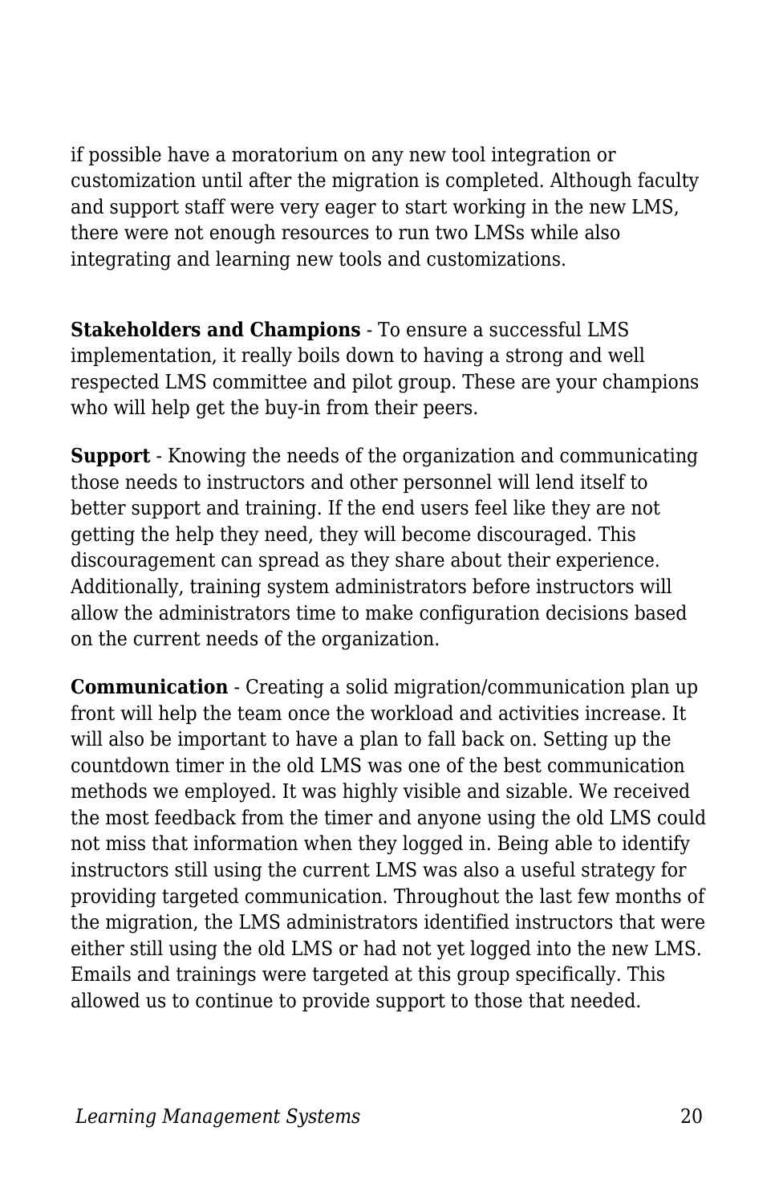if possible have a moratorium on any new tool integration or customization until after the migration is completed. Although faculty and support staff were very eager to start working in the new LMS, there were not enough resources to run two LMSs while also integrating and learning new tools and customizations.

**Stakeholders and Champions** - To ensure a successful LMS implementation, it really boils down to having a strong and well respected LMS committee and pilot group. These are your champions who will help get the buy-in from their peers.

**Support** - Knowing the needs of the organization and communicating those needs to instructors and other personnel will lend itself to better support and training. If the end users feel like they are not getting the help they need, they will become discouraged. This discouragement can spread as they share about their experience. Additionally, training system administrators before instructors will allow the administrators time to make configuration decisions based on the current needs of the organization.

**Communication** - Creating a solid migration/communication plan up front will help the team once the workload and activities increase. It will also be important to have a plan to fall back on. Setting up the countdown timer in the old LMS was one of the best communication methods we employed. It was highly visible and sizable. We received the most feedback from the timer and anyone using the old LMS could not miss that information when they logged in. Being able to identify instructors still using the current LMS was also a useful strategy for providing targeted communication. Throughout the last few months of the migration, the LMS administrators identified instructors that were either still using the old LMS or had not yet logged into the new LMS. Emails and trainings were targeted at this group specifically. This allowed us to continue to provide support to those that needed.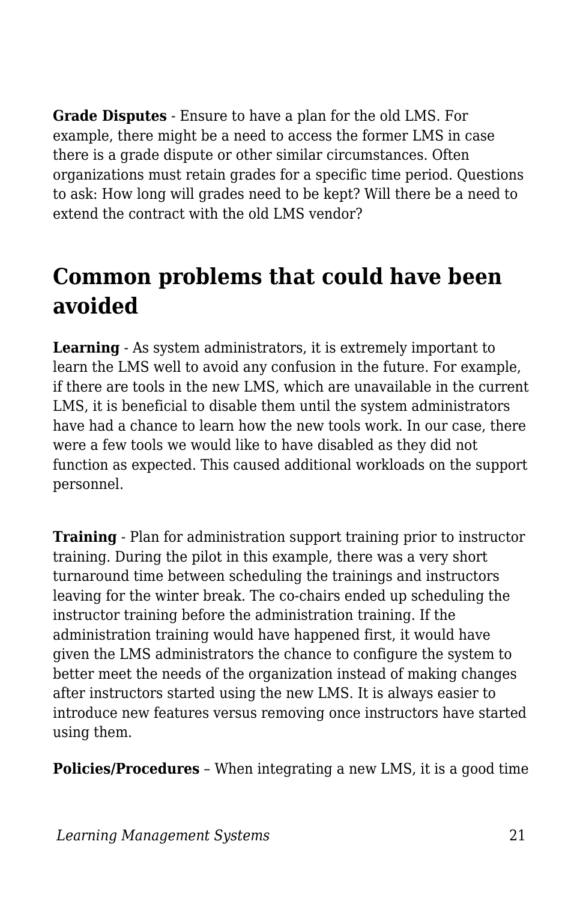**Grade Disputes** - Ensure to have a plan for the old LMS. For example, there might be a need to access the former LMS in case there is a grade dispute or other similar circumstances. Often organizations must retain grades for a specific time period. Questions to ask: How long will grades need to be kept? Will there be a need to extend the contract with the old LMS vendor?

## Common problems that could have been avoided

**Learning** - As system administrators, it is extremely important to learn the LMS well to avoid any confusion in the future. For example, if there are tools in the new LMS, which are unavailable in the current LMS, it is beneficial to disable them until the system administrators have had a chance to learn how the new tools work. In our case, there were a few tools we would like to have disabled as they did not function as expected. This caused additional workloads on the support personnel.

**Training** - Plan for administration support training prior to instructor training. During the pilot in this example, there was a very short turnaround time between scheduling the trainings and instructors leaving for the winter break. The co-chairs ended up scheduling the instructor training before the administration training. If the administration training would have happened first, it would have given the LMS administrators the chance to configure the system to better meet the needs of the organization instead of making changes after instructors started using the new LMS. It is always easier to introduce new features versus removing once instructors have started using them.

**Policies/Procedures** – When integrating a new LMS, it is a good time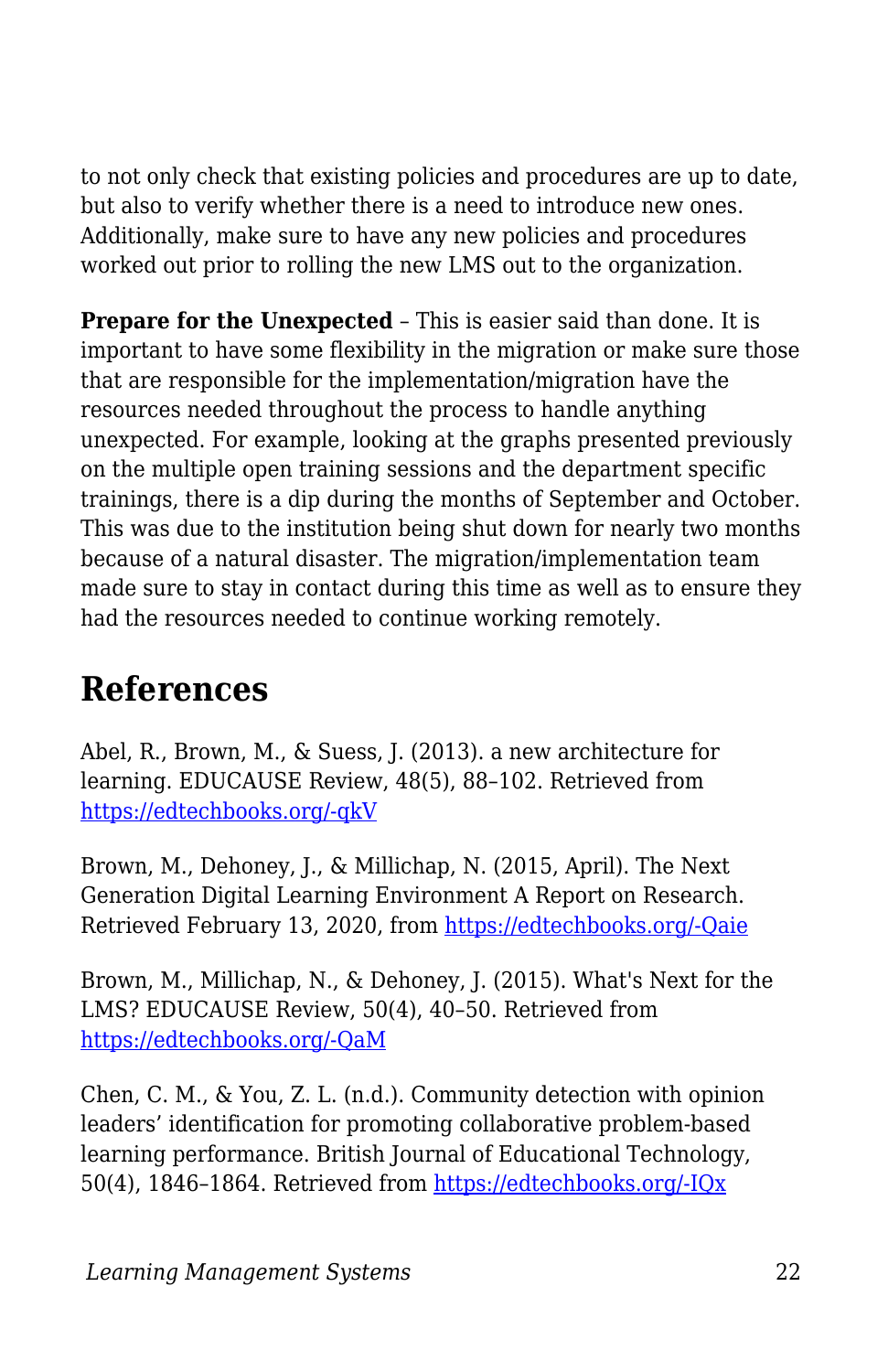to not only check that existing policies and procedures are up to date, but also to verify whether there is a need to introduce new ones. Additionally, make sure to have any new policies and procedures worked out prior to rolling the new LMS out to the organization.

**Prepare for the Unexpected** – This is easier said than done. It is important to have some flexibility in the migration or make sure those that are responsible for the implementation/migration have the resources needed throughout the process to handle anything unexpected. For example, looking at the graphs presented previously on the multiple open training sessions and the department specific trainings, there is a dip during the months of September and October. This was due to the institution being shut down for nearly two months because of a natural disaster. The migration/implementation team made sure to stay in contact during this time as well as to ensure they had the resources needed to continue working remotely.

## References

Abel, R., Brown, M., & Suess, J. (2013). a new architecture for learning. EDUCAUSE Review, 48(5), 88–102. Retrieved from [https://edtechbooks.org/-qkV](https://edtechbooks.org/-qkV)

Brown, M., Dehoney, J., & Millichap, N. (2015, April). The Next Generation Digital Learning Environment A Report on Research. Retrieved February 13, 2020, from [https://edtechbooks.org/-Qaie](https://edtechbooks.org/-Qaie)

Brown, M., Millichap, N., & Dehoney, J. (2015). What's Next for the LMS? EDUCAUSE Review, 50(4), 40–50. Retrieved from [https://edtechbooks.org/-QaM](https://edtechbooks.org/-QaM)

Chen, C. M., & You, Z. L. (n.d.). Community detection with opinion leaders' identification for promoting collaborative problem-based learning performance. British Journal of Educational Technology, 50(4), 1846–1864. Retrieved from [https://edtechbooks.org/-IQx](https://edtechbooks.org/-IQx)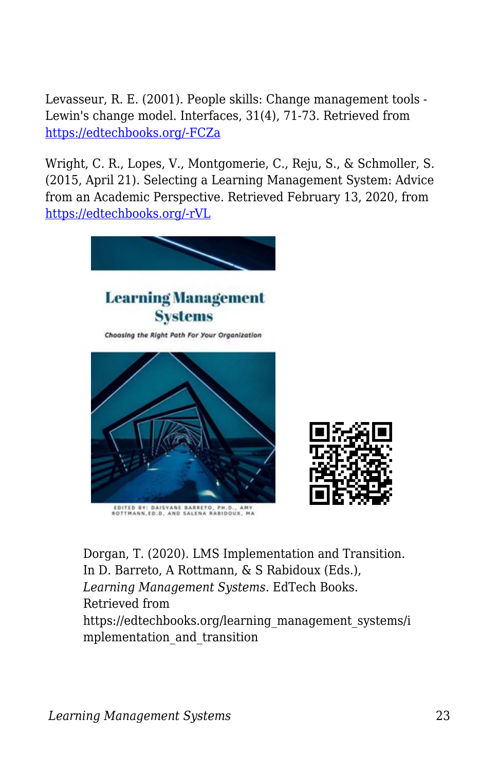Levasseur, R. E. (2001). People skills: Change management tools - Lewin's change model. Interfaces, 31(4), 71-73. Retrieved from [https://edtechbooks.org/-FCZa](https://edtechbooks.org/-FCZa)

Wright, C. R., Lopes, V., Montgomerie, C., Reju, S., & Schmoller, S. (2015, April 21). Selecting a Learning Management System: Advice from an Academic Perspective. Retrieved February 13, 2020, from [https://edtechbooks.org/-rVL](https://edtechbooks.org/-rVL)

Dorgan, T. (2020). LMS Implementation and Transition. In D. Barreto, A Rottmann, & S Rabidoux (Eds.), *Learning Management Systems*. EdTech Books. Retrieved from https://edtechbooks.org/learning_management_systems/implementation_and_transition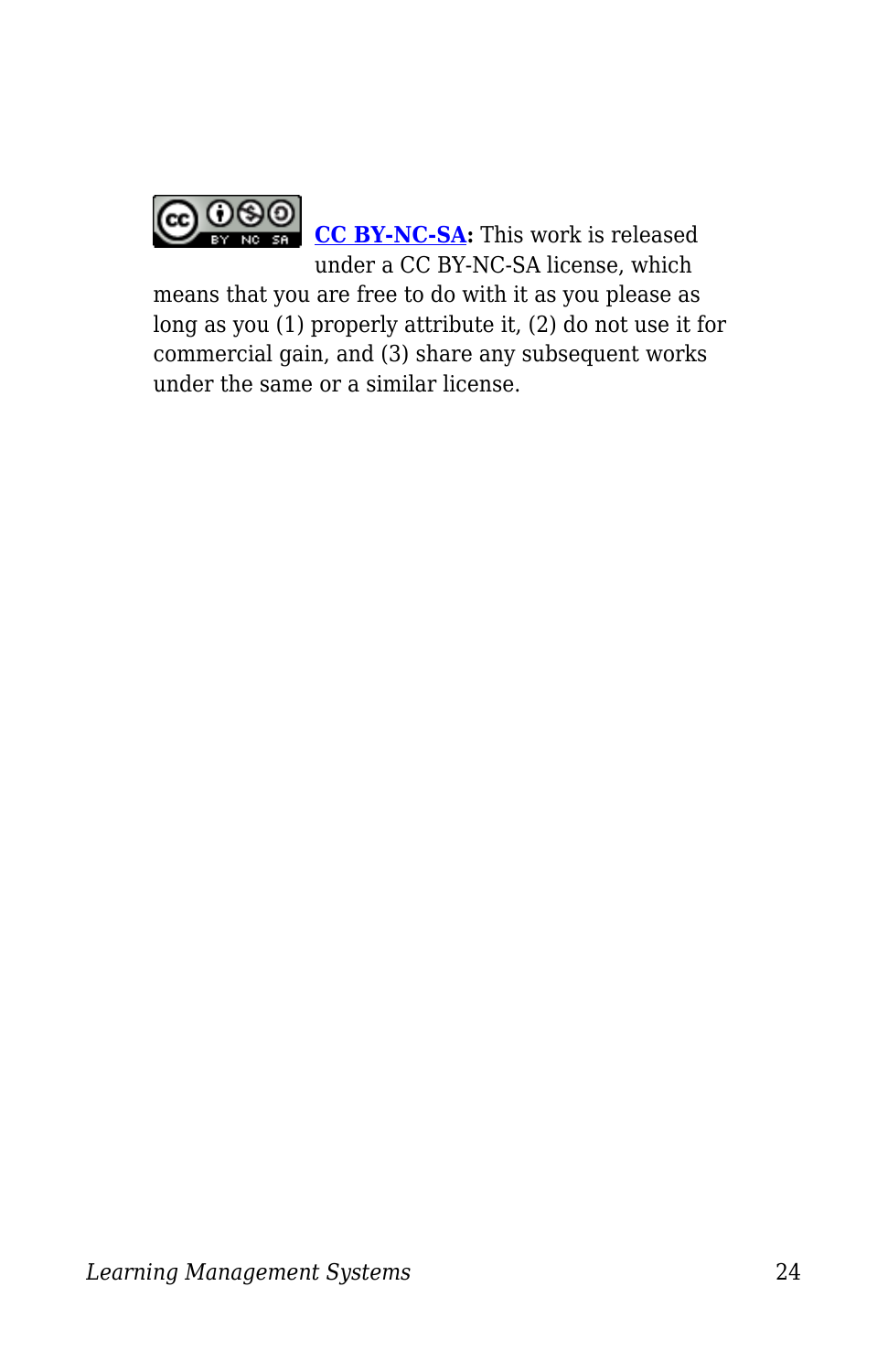**CC BY-NC-SA:** This work is released under a CC BY-NC-SA license, which means that you are free to do with it as you please as long as you (1) properly attribute it, (2) do not use it for commercial gain, and (3) share any subsequent works under the same or a similar license.